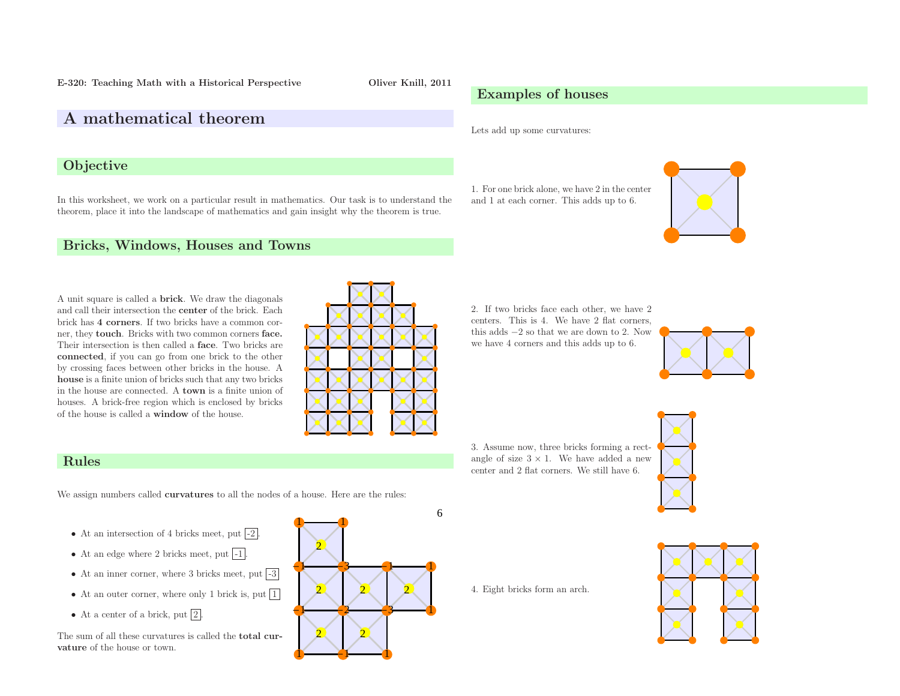# A mathematical theorem

## Objective

In this worksheet, we work on a particular result in mathematics. Our task is to understand the theorem, place it into the landscape of mathematics and gain insight why the theorem is true.

## Bricks, Windows, Houses and Towns

A unit square is called a **brick**. We draw the diagonals and call their intersection the **center** of the brick. Each brick has **4 corners**. If two bricks have a common corner, they **touch**. Bricks with two common corners **face.** Their intersection is then called a **face**. Two bricks are **connected**, if you can go from one brick to the other by crossing faces between other bricks in the house. A **house** is a finite union of bricks such that any two bricks in the house are connected. A **town** is a finite union of houses. A brick-free region which is enclosed by bricks of the house is called a **window** of the house.

## Rules

We assign numbers called **curvatures** to all the nodes of a house. Here are the rules:

- At an intersection of 4 bricks meet, put -2.
- At an edge where 2 bricks meet, put -1.
- At an inner corner, where 3 bricks meet, put -3.
- At an outer corner, where only 1 brick is, put 1.
- At a center of a brick, put 2.

The sum of all these curvatures is called the **total curvature** of the house or town.

6

## Examples of houses

Lets add up some curvatures:

1. For one brick alone, we have 2 in the center and 1 at each corner. This adds up to 6.

2. If two bricks face each other, we have 2 centers. This is 4. We have 2 flat corners, this adds $-2$ so that we are down to 2. Now we have 4 corners and this adds up to 6.

3. Assume now, three bricks forming a rectangle of size $3 \times 1$. We have added a new center and 2 flat corners. We still have 6.

4. Eight bricks form an arch.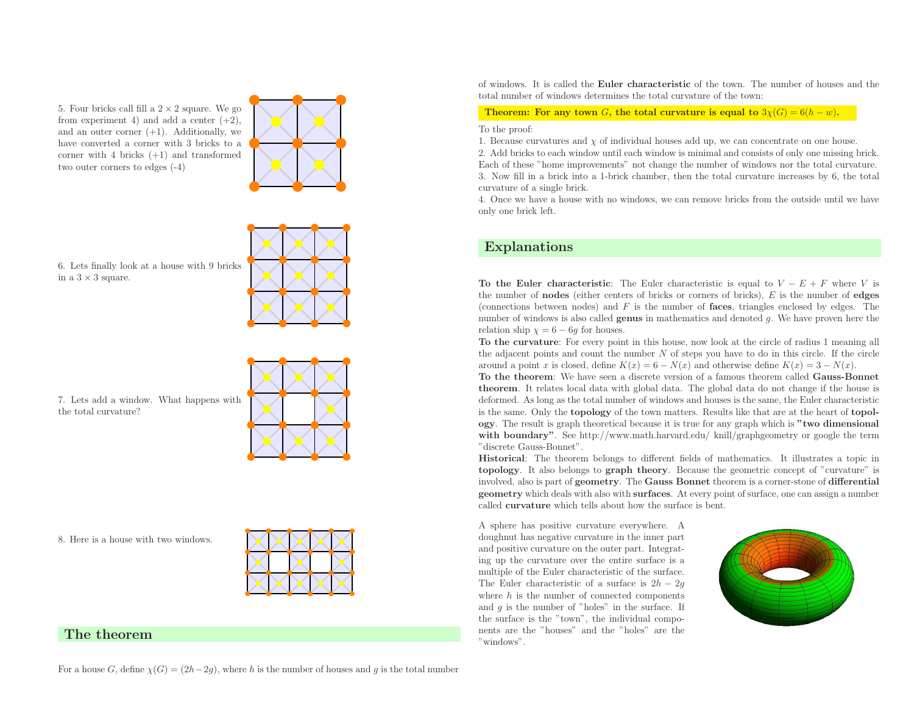5. Four bricks call fill a $2 \times 2$ square. We go from experiment 4) and add a center (+2), and an outer corner (+1). Additionally, we have converted a corner with 3 bricks to a corner with 4 bricks (+1) and transformed two outer corners to edges (-4)

6. Lets finally look at a house with 9 bricks in a $3 \times 3$ square.

7. Lets add a window. What happens with the total curvature?

8. Here is a house with two windows.

## The theorem

For a house $G$, define $\chi(G) = (2h - 2g)$, where $h$ is the number of houses and $g$ is the total number of windows. It is called the **Euler characteristic** of the town. The number of houses and the total number of windows determines the total curvature of the town:

**Theorem: For any town $G$, the total curvature is equal to $3\chi(G) = 6(h - w)$.**

To the proof:
1. Because curvatures and $\chi$ of individual houses add up, we can concentrate on one house.
2. Add bricks to each window until each window is minimal and consists of only one missing brick. Each of these "home improvements" not change the number of windows nor the total curvature.
3. Now fill in a brick into a 1-brick chamber, then the total curvature increases by 6, the total curvature of a single brick.
4. Once we have a house with no windows, we can remove bricks from the outside until we have only one brick left.

## Explanations

**To the Euler characteristic**: The Euler characteristic is equal to $V - E + F$ where $V$ is the number of **nodes** (either centers of bricks or corners of bricks), $E$ is the number of **edges** (connections between nodes) and $F$ is the number of **faces**, triangles enclosed by edges. The number of windows is also called **genus** in mathematics and denoted $g$. We have proven here the relation ship $\chi = 6 - 6g$ for houses.
**To the curvature**: For every point in this house, now look at the circle of radius 1 meaning all the adjacent points and count the number $N$ of steps you have to do in this circle. If the circle around a point $x$ is closed, define $K(x) = 6 - N(x)$ and otherwise define $K(x) = 3 - N(x)$.
**To the theorem**: We have seen a discrete version of a famous theorem called **Gauss-Bonnet theorem**. It relates local data with global data. The global data do not change if the house is deformed. As long as the total number of windows and houses is the same, the Euler characteristic is the same. Only the **topology** of the town matters. Results like that are at the heart of **topology**. The result is graph theoretical because it is true for any graph which is **"two dimensional with boundary"**. See http://www.math.harvard.edu/ knill/graphgeometry or google the term "discrete Gauss-Bonnet".
**Historical**: The theorem belongs to different fields of mathematics. It illustrates a topic in **topology**. It also belongs to **graph theory**. Because the geometric concept of "curvature" is involved, also is part of **geometry**. The **Gauss Bonnet** theorem is a corner-stone of **differential geometry** which deals with also with **surfaces**. At every point of surface, one can assign a number called **curvature** which tells about how the surface is bent.

A sphere has positive curvature everywhere. A doughnut has negative curvature in the inner part and positive curvature on the outer part. Integrating up the curvature over the entire surface is a multiple of the Euler characteristic of the surface. The Euler characteristic of a surface is $2h - 2g$ where $h$ is the number of connected components and $g$ is the number of "holes" in the surface. If the surface is the "town", the individual components are the "houses" and the "holes" are the "windows".